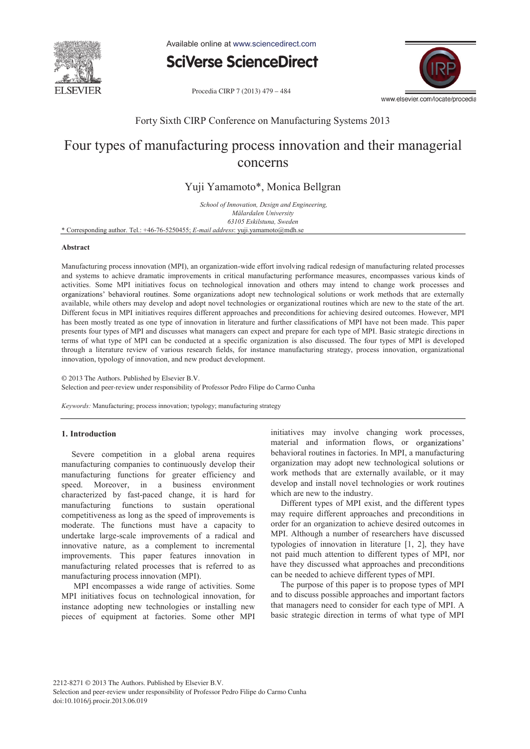Available online at www.sciencedirect.com

SciVerse ScienceDirect

Forty Sixth CIRP Conference on Manufacturing Systems 2013

# Four types of manufacturing process innovation and their managerial concerns

Yuji Yamamoto*, Monica Bellgran

*School of Innovation, Design and Engineering, Mälardalen University 63105 Eskilstuna, Sweden*

\* Corresponding author. Tel.: +46-76-5250455; *E-mail address*: yuji.yamamoto@mdh.se

### Abstract

Manufacturing process innovation (MPI), an organization-wide effort involving radical redesign of manufacturing related processes and systems to achieve dramatic improvements in critical manufacturing performance measures, encompasses various kinds of activities. Some MPI initiatives focus on technological innovation and others may intend to change work processes and organizations' behavioral routines. Some organizations adopt new technological solutions or work methods that are externally available, while others may develop and adopt novel technologies or organizational routines which are new to the state of the art. Different focus in MPI initiatives requires different approaches and preconditions for achieving desired outcomes. However, MPI has been mostly treated as one type of innovation in literature and further classifications of MPI have not been made. This paper presents four types of MPI and discusses what managers can expect and prepare for each type of MPI. Basic strategic directions in terms of what type of MPI can be conducted at a specific organization is also discussed. The four types of MPI is developed through a literature review of various research fields, for instance manufacturing strategy, process innovation, organizational innovation, typology of innovation, and new product development.

© 2013 The Authors. Published by Elsevier B.V.
Selection and peer-review under responsibility of Professor Pedro Filipe do Carmo Cunha

*Keywords:* Manufacturing; process innovation; typology; manufacturing strategy

## 1. Introduction

Severe competition in a global arena requires manufacturing companies to continuously develop their manufacturing functions for greater efficiency and speed. Moreover, in a business environment characterized by fast-paced change, it is hard for manufacturing functions to sustain operational competitiveness as long as the speed of improvements is moderate. The functions must have a capacity to undertake large-scale improvements of a radical and innovative nature, as a complement to incremental improvements. This paper features innovation in manufacturing related processes that is referred to as manufacturing process innovation (MPI).

MPI encompasses a wide range of activities. Some MPI initiatives focus on technological innovation, for instance adopting new technologies or installing new pieces of equipment at factories. Some other MPI initiatives may involve changing work processes, material and information flows, or organizations' behavioral routines in factories. In MPI, a manufacturing organization may adopt new technological solutions or work methods that are externally available, or it may develop and install novel technologies or work routines which are new to the industry.

Different types of MPI exist, and the different types may require different approaches and preconditions in order for an organization to achieve desired outcomes in MPI. Although a number of researchers have discussed typologies of innovation in literature [1, 2], they have not paid much attention to different types of MPI, nor have they discussed what approaches and preconditions can be needed to achieve different types of MPI.

The purpose of this paper is to propose types of MPI and to discuss possible approaches and important factors that managers need to consider for each type of MPI. A basic strategic direction in terms of what type of MPI

2212-8271 © 2013 The Authors. Published by Elsevier B.V.
Selection and peer-review under responsibility of Professor Pedro Filipe do Carmo Cunha
doi:10.1016/j.procir.2013.06.019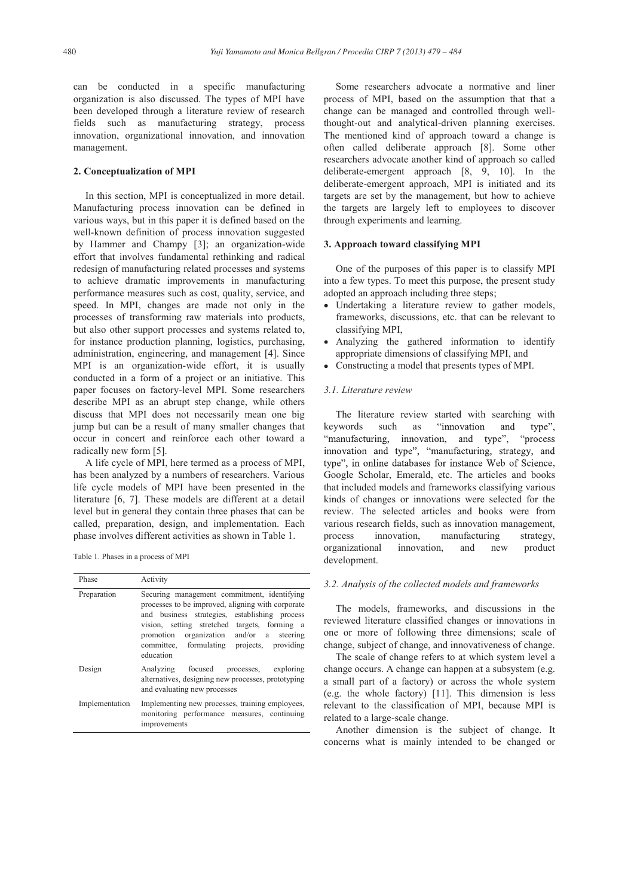can be conducted in a specific manufacturing organization is also discussed. The types of MPI have been developed through a literature review of research fields such as manufacturing strategy, process innovation, organizational innovation, and innovation management.

## 2. Conceptualization of MPI

In this section, MPI is conceptualized in more detail. Manufacturing process innovation can be defined in various ways, but in this paper it is defined based on the well-known definition of process innovation suggested by Hammer and Champy [3]; an organization-wide effort that involves fundamental rethinking and radical redesign of manufacturing related processes and systems to achieve dramatic improvements in manufacturing performance measures such as cost, quality, service, and speed. In MPI, changes are made not only in the processes of transforming raw materials into products, but also other support processes and systems related to, for instance production planning, logistics, purchasing, administration, engineering, and management [4]. Since MPI is an organization-wide effort, it is usually conducted in a form of a project or an initiative. This paper focuses on factory-level MPI. Some researchers describe MPI as an abrupt step change, while others discuss that MPI does not necessarily mean one big jump but can be a result of many smaller changes that occur in concert and reinforce each other toward a radically new form [5].

A life cycle of MPI, here termed as a process of MPI, has been analyzed by a numbers of researchers. Various life cycle models of MPI have been presented in the literature [6, 7]. These models are different at a detail level but in general they contain three phases that can be called, preparation, design, and implementation. Each phase involves different activities as shown in Table 1.

Table 1. Phases in a process of MPI

| Phase | Activity |
|---|---|
| Preparation | Securing management commitment, identifying processes to be improved, aligning with corporate and business strategies, establishing process vision, setting stretched targets, forming a promotion organization and/or a steering committee, formulating projects, providing education |
| Design | Analyzing focused processes, exploring alternatives, designing new processes, prototyping and evaluating new processes |
| Implementation | Implementing new processes, training employees, monitoring performance measures, continuing improvements |

Some researchers advocate a normative and liner process of MPI, based on the assumption that that a change can be managed and controlled through well-thought-out and analytical-driven planning exercises. The mentioned kind of approach toward a change is often called deliberate approach [8]. Some other researchers advocate another kind of approach so called deliberate-emergent approach [8, 9, 10]. In the deliberate-emergent approach, MPI is initiated and its targets are set by the management, but how to achieve the targets are largely left to employees to discover through experiments and learning.

## 3. Approach toward classifying MPI

One of the purposes of this paper is to classify MPI into a few types. To meet this purpose, the present study adopted an approach including three steps;

- Undertaking a literature review to gather models, frameworks, discussions, etc. that can be relevant to classifying MPI,
- Analyzing the gathered information to identify appropriate dimensions of classifying MPI, and
- Constructing a model that presents types of MPI.

### *3.1. Literature review*

The literature review started with searching with keywords such as "innovation and type", "manufacturing, innovation, and type", "process innovation and type", "manufacturing, strategy, and type", in online databases for instance Web of Science, Google Scholar, Emerald, etc. The articles and books that included models and frameworks classifying various kinds of changes or innovations were selected for the review. The selected articles and books were from various research fields, such as innovation management, process innovation, manufacturing strategy, organizational innovation, and new product development.

### *3.2. Analysis of the collected models and frameworks*

The models, frameworks, and discussions in the reviewed literature classified changes or innovations in one or more of following three dimensions; scale of change, subject of change, and innovativeness of change.

The scale of change refers to at which system level a change occurs. A change can happen at a subsystem (e.g. a small part of a factory) or across the whole system (e.g. the whole factory) [11]. This dimension is less relevant to the classification of MPI, because MPI is related to a large-scale change.

Another dimension is the subject of change. It concerns what is mainly intended to be changed or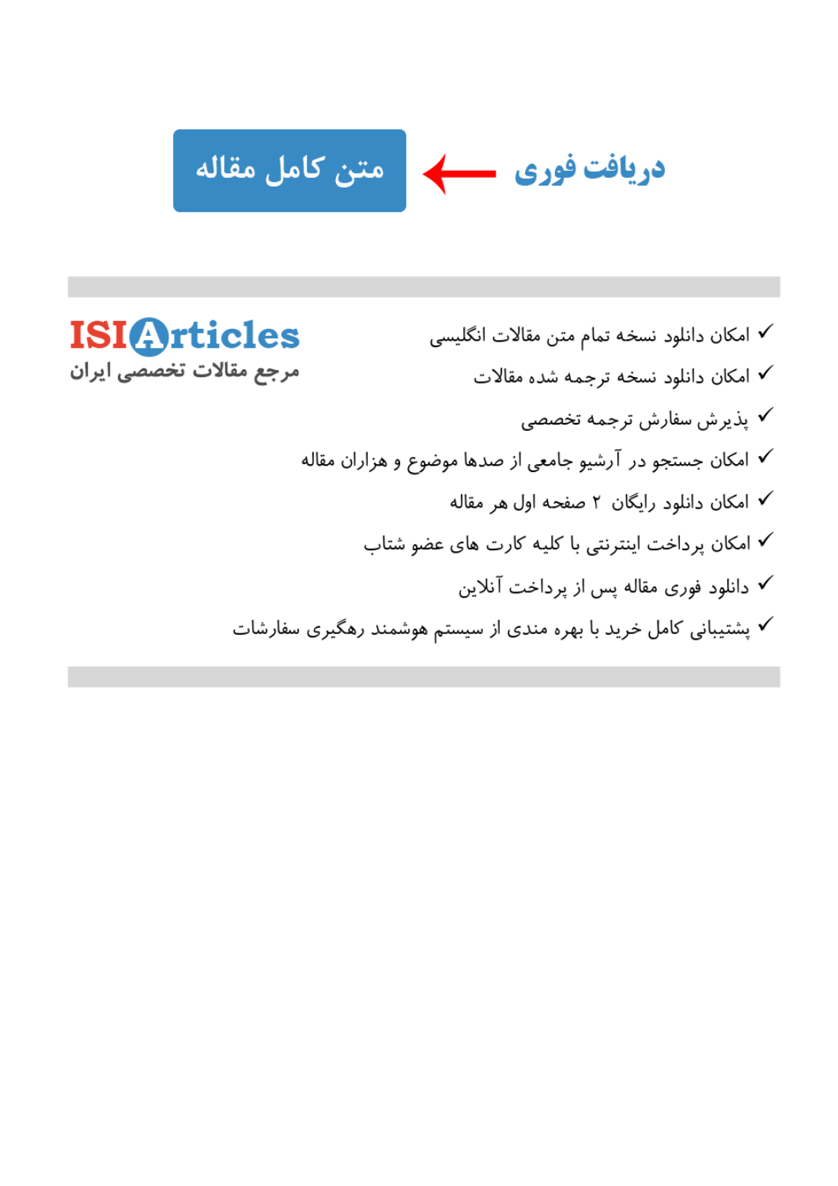دریافت فوری ← **متن کامل مقاله**

**ISIArticles**
مرجع مقالات تخصصی ایران

- ✓ امکان دانلود نسخه تمام متن مقالات انگلیسی
- ✓ امکان دانلود نسخه ترجمه شده مقالات
- ✓ پذیرش سفارش ترجمه تخصصی
- ✓ امکان جستجو در آرشیو جامعی از صدها موضوع و هزاران مقاله
- ✓ امکان دانلود رایگان ۲ صفحه اول هر مقاله
- ✓ امکان پرداخت اینترنتی با کلیه کارت های عضو شتاب
- ✓ دانلود فوری مقاله پس از پرداخت آنلاین
- ✓ پشتیبانی کامل خرید با بهره مندی از سیستم هوشمند رهگیری سفارشات